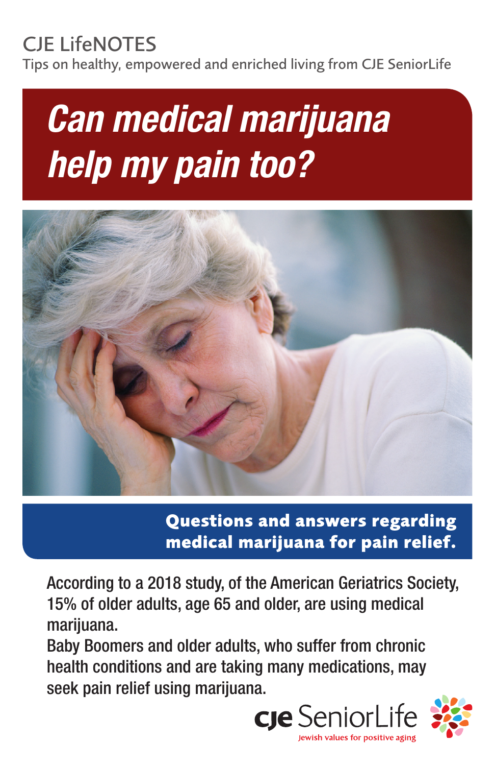CJE LifeNOTES

Tips on healthy, empowered and enriched living from CJE SeniorLife

# *Can medical marijuana help my pain too?*

**Questions and answers regarding medical marijuana for pain relief.**

According to a 2018 study, of the American Geriatrics Society, 15% of older adults, age 65 and older, are using medical marijuana.

Baby Boomers and older adults, who suffer from chronic health conditions and are taking many medications, may seek pain relief using marijuana.

CJE SeniorLife

Jewish values for positive aging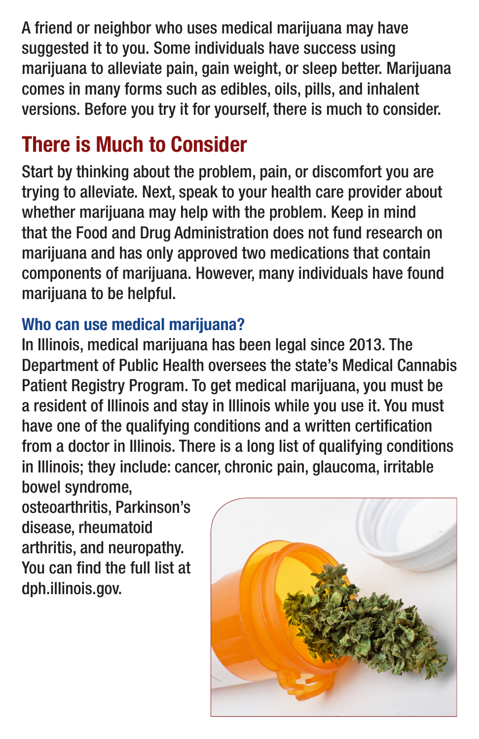A friend or neighbor who uses medical marijuana may have suggested it to you. Some individuals have success using marijuana to alleviate pain, gain weight, or sleep better. Marijuana comes in many forms such as edibles, oils, pills, and inhalent versions. Before you try it for yourself, there is much to consider.

## There is Much to Consider

Start by thinking about the problem, pain, or discomfort you are trying to alleviate. Next, speak to your health care provider about whether marijuana may help with the problem. Keep in mind that the Food and Drug Administration does not fund research on marijuana and has only approved two medications that contain components of marijuana. However, many individuals have found marijuana to be helpful.

### Who can use medical marijuana?

In Illinois, medical marijuana has been legal since 2013. The Department of Public Health oversees the state's Medical Cannabis Patient Registry Program. To get medical marijuana, you must be a resident of Illinois and stay in Illinois while you use it. You must have one of the qualifying conditions and a written certification from a doctor in Illinois. There is a long list of qualifying conditions in Illinois; they include: cancer, chronic pain, glaucoma, irritable bowel syndrome, osteoarthritis, Parkinson's disease, rheumatoid arthritis, and neuropathy. You can find the full list at dph.illinois.gov.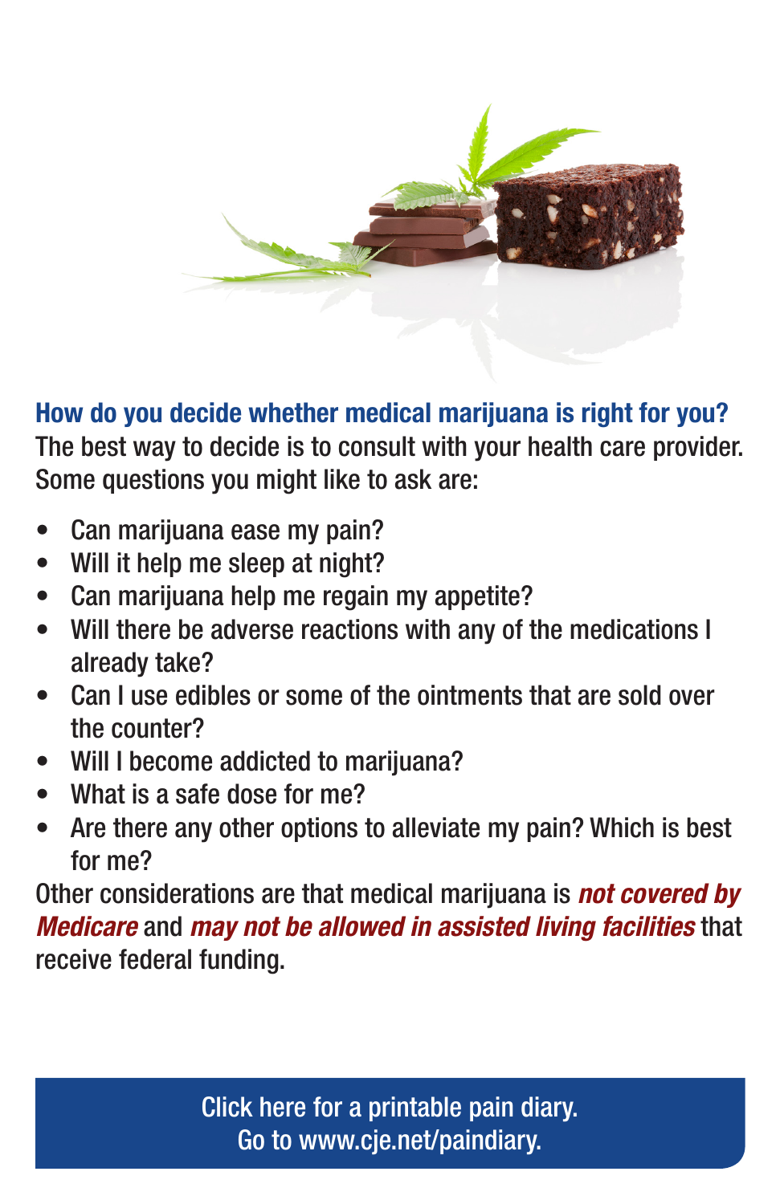## How do you decide whether medical marijuana is right for you?

The best way to decide is to consult with your health care provider. Some questions you might like to ask are:

- Can marijuana ease my pain?
- Will it help me sleep at night?
- Can marijuana help me regain my appetite?
- Will there be adverse reactions with any of the medications I already take?
- Can I use edibles or some of the ointments that are sold over the counter?
- Will I become addicted to marijuana?
- What is a safe dose for me?
- Are there any other options to alleviate my pain? Which is best for me?

Other considerations are that medical marijuana is ***not covered by Medicare*** and ***may not be allowed in assisted living facilities*** that receive federal funding.

Click here for a printable pain diary.
Go to www.cje.net/paindiary.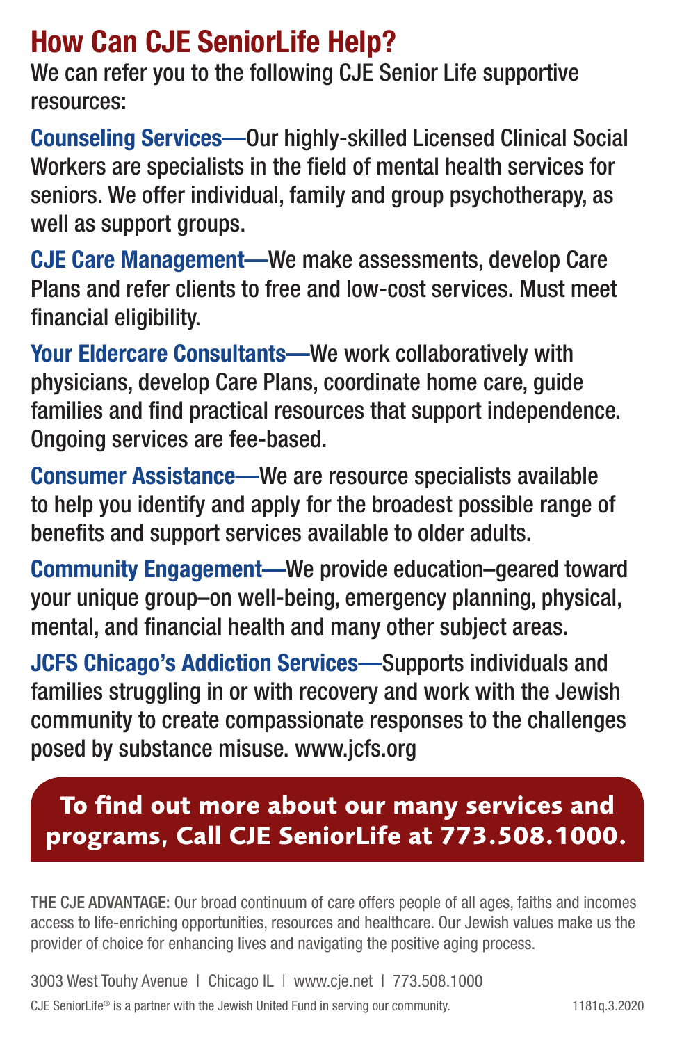# How Can CJE SeniorLife Help?

We can refer you to the following CJE Senior Life supportive resources:

**Counseling Services**—Our highly-skilled Licensed Clinical Social Workers are specialists in the field of mental health services for seniors. We offer individual, family and group psychotherapy, as well as support groups.

**CJE Care Management**—We make assessments, develop Care Plans and refer clients to free and low-cost services. Must meet financial eligibility.

**Your Eldercare Consultants**—We work collaboratively with physicians, develop Care Plans, coordinate home care, guide families and find practical resources that support independence. Ongoing services are fee-based.

**Consumer Assistance**—We are resource specialists available to help you identify and apply for the broadest possible range of benefits and support services available to older adults.

**Community Engagement**—We provide education–geared toward your unique group–on well-being, emergency planning, physical, mental, and financial health and many other subject areas.

**JCFS Chicago's Addiction Services**—Supports individuals and families struggling in or with recovery and work with the Jewish community to create compassionate responses to the challenges posed by substance misuse. www.jcfs.org

**To find out more about our many services and programs, Call CJE SeniorLife at 773.508.1000.**

THE CJE ADVANTAGE: Our broad continuum of care offers people of all ages, faiths and incomes access to life-enriching opportunities, resources and healthcare. Our Jewish values make us the provider of choice for enhancing lives and navigating the positive aging process.

3003 West Touhy Avenue | Chicago IL | www.cje.net | 773.508.1000

CJE SeniorLife® is a partner with the Jewish United Fund in serving our community.

1181q.3.2020